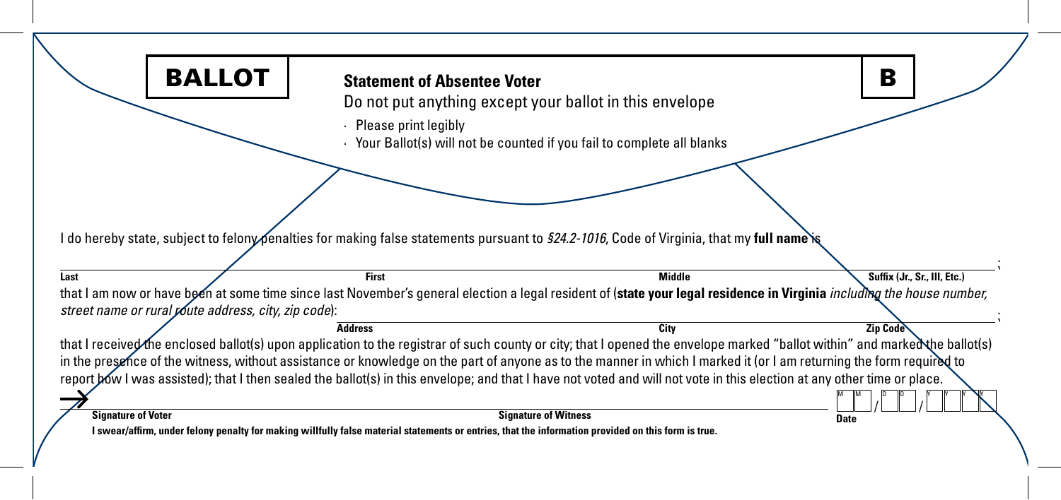**BALLOT**

## Statement of Absentee Voter

**B**

Do not put anything except your ballot in this envelope

- Please print legibly
- Your Ballot(s) will not be counted if you fail to complete all blanks

I do hereby state, subject to felony penalties for making false statements pursuant to *§24.2-1016*, Code of Virginia, that my **full name** is

______________________________________________________________________________ ;

**Last** **First** **Middle** **Suffix (Jr., Sr., III, Etc.)**

that I am now or have been at some time since last November's general election a legal resident of (**state your legal residence in Virginia** *including the house number, street name or rural route address, city, zip code*):

______________________________________________________________________________ ;

**Address** **City** **Zip Code**

that I received the enclosed ballot(s) upon application to the registrar of such county or city; that I opened the envelope marked "ballot within" and marked the ballot(s) in the presence of the witness, without assistance or knowledge on the part of anyone as to the manner in which I marked it (or I am returning the form required to report how I was assisted); that I then sealed the ballot(s) in this envelope; and that I have not voted and will not vote in this election at any other time or place.

→ ______________________________ ______________________________ M M / D D / Y Y Y Y

**Signature of Voter** **Signature of Witness** **Date**

**I swear/affirm, under felony penalty for making willfully false material statements or entries, that the information provided on this form is true.**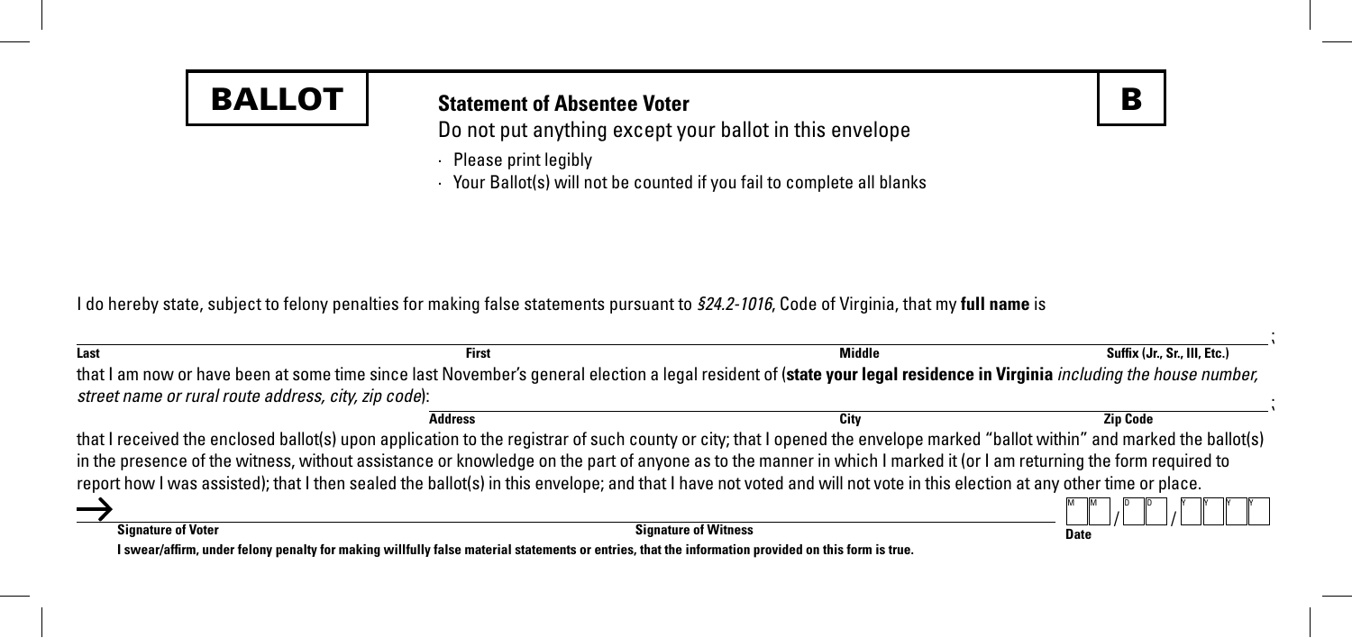**BALLOT**

**B**

## Statement of Absentee Voter

Do not put anything except your ballot in this envelope

- Please print legibly
- Your Ballot(s) will not be counted if you fail to complete all blanks

I do hereby state, subject to felony penalties for making false statements pursuant to *§24.2-1016*, Code of Virginia, that my **full name** is

| Last | First | Middle | Suffix (Jr., Sr., III, Etc.) |
|---|---|---|---|
| | | | ; |

that I am now or have been at some time since last November's general election a legal resident of (**state your legal residence in Virginia** *including the house number, street name or rural route address, city, zip code*):

| Address | City | Zip Code |
|---|---|---|
| | | ; |

that I received the enclosed ballot(s) upon application to the registrar of such county or city; that I opened the envelope marked "ballot within" and marked the ballot(s) in the presence of the witness, without assistance or knowledge on the part of anyone as to the manner in which I marked it (or I am returning the form required to report how I was assisted); that I then sealed the ballot(s) in this envelope; and that I have not voted and will not vote in this election at any other time or place.

→

| Signature of Voter | Signature of Witness | Date |
|---|---|---|
| | | M M / D D / Y Y Y Y |

**I swear/affirm, under felony penalty for making willfully false material statements or entries, that the information provided on this form is true.**